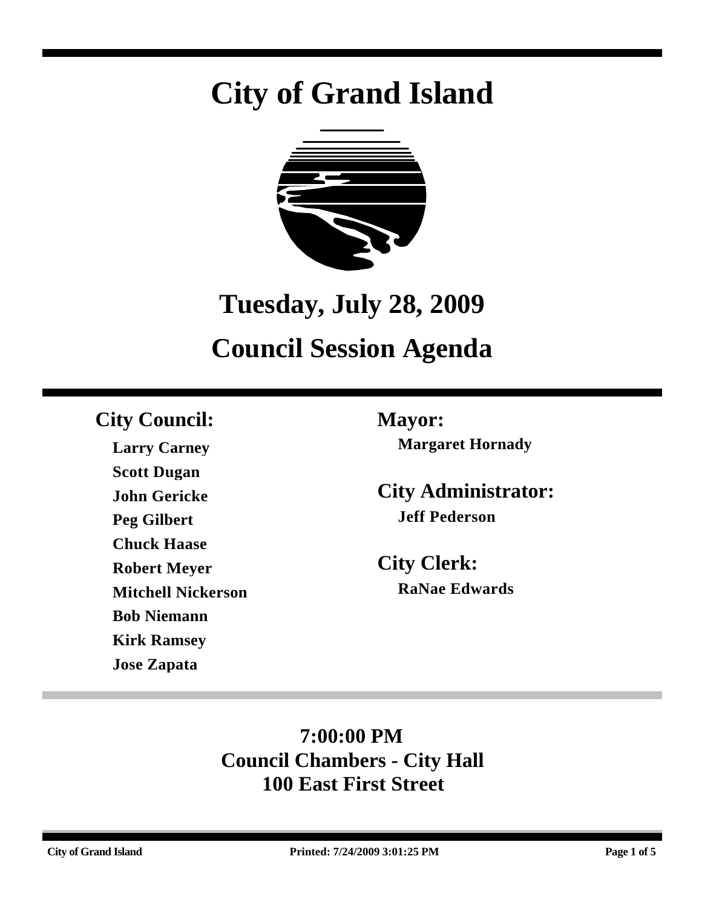# City of Grand Island

## Tuesday, July 28, 2009

## Council Session Agenda

**City Council:**

**Larry Carney**
**Scott Dugan**
**John Gericke**
**Peg Gilbert**
**Chuck Haase**
**Robert Meyer**
**Mitchell Nickerson**
**Bob Niemann**
**Kirk Ramsey**
**Jose Zapata**

**Mayor:**

**Margaret Hornady**

**City Administrator:**

**Jeff Pederson**

**City Clerk:**

**RaNae Edwards**

**7:00:00 PM**
**Council Chambers - City Hall**
**100 East First Street**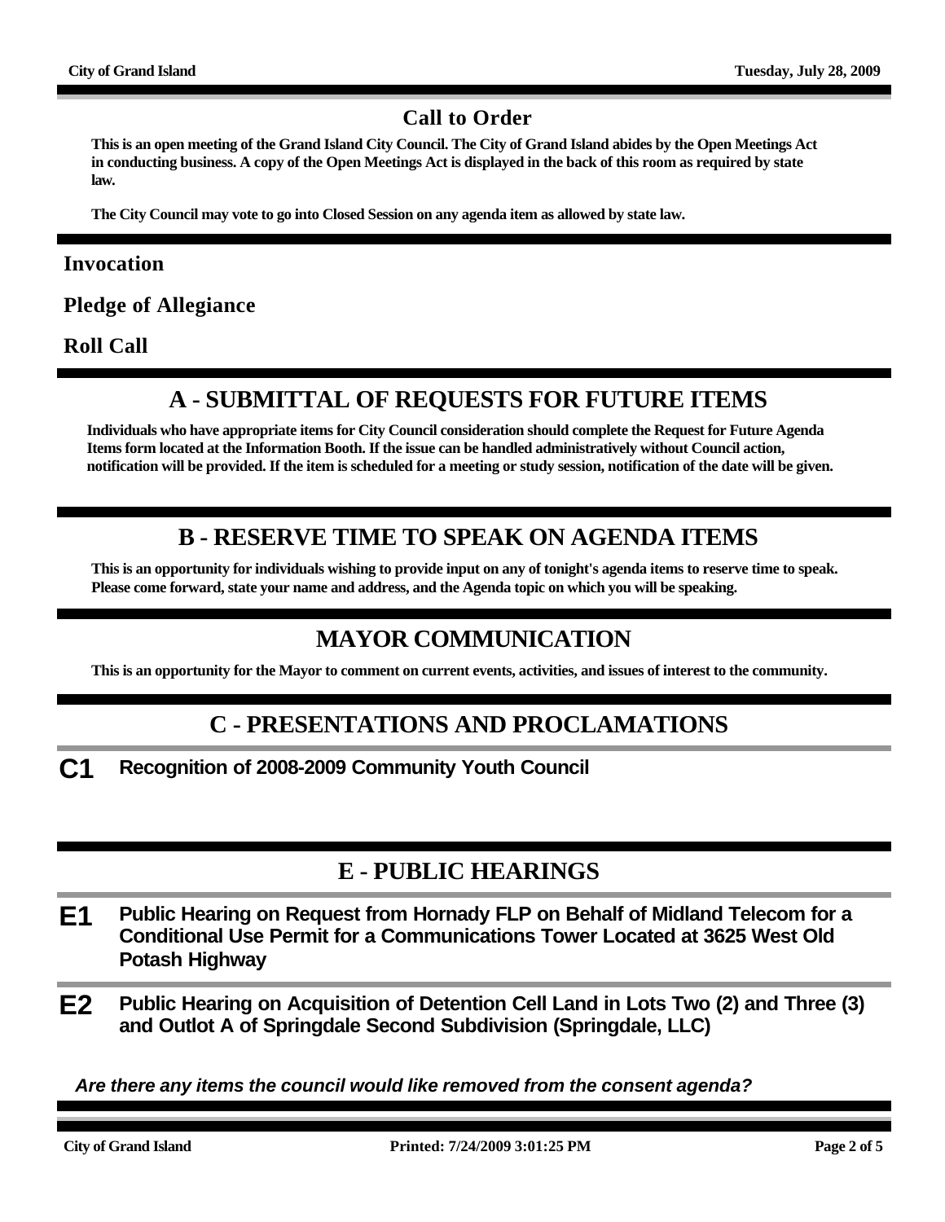## Call to Order

**This is an open meeting of the Grand Island City Council. The City of Grand Island abides by the Open Meetings Act in conducting business. A copy of the Open Meetings Act is displayed in the back of this room as required by state law.**

**The City Council may vote to go into Closed Session on any agenda item as allowed by state law.**

### Invocation

### Pledge of Allegiance

### Roll Call

## A - SUBMITTAL OF REQUESTS FOR FUTURE ITEMS

**Individuals who have appropriate items for City Council consideration should complete the Request for Future Agenda Items form located at the Information Booth. If the issue can be handled administratively without Council action, notification will be provided. If the item is scheduled for a meeting or study session, notification of the date will be given.**

## B - RESERVE TIME TO SPEAK ON AGENDA ITEMS

**This is an opportunity for individuals wishing to provide input on any of tonight's agenda items to reserve time to speak. Please come forward, state your name and address, and the Agenda topic on which you will be speaking.**

## MAYOR COMMUNICATION

**This is an opportunity for the Mayor to comment on current events, activities, and issues of interest to the community.**

## C - PRESENTATIONS AND PROCLAMATIONS

**C1** **Recognition of 2008-2009 Community Youth Council**

## E - PUBLIC HEARINGS

**E1** **Public Hearing on Request from Hornady FLP on Behalf of Midland Telecom for a Conditional Use Permit for a Communications Tower Located at 3625 West Old Potash Highway**

**E2** **Public Hearing on Acquisition of Detention Cell Land in Lots Two (2) and Three (3) and Outlot A of Springdale Second Subdivision (Springdale, LLC)**

***Are there any items the council would like removed from the consent agenda?***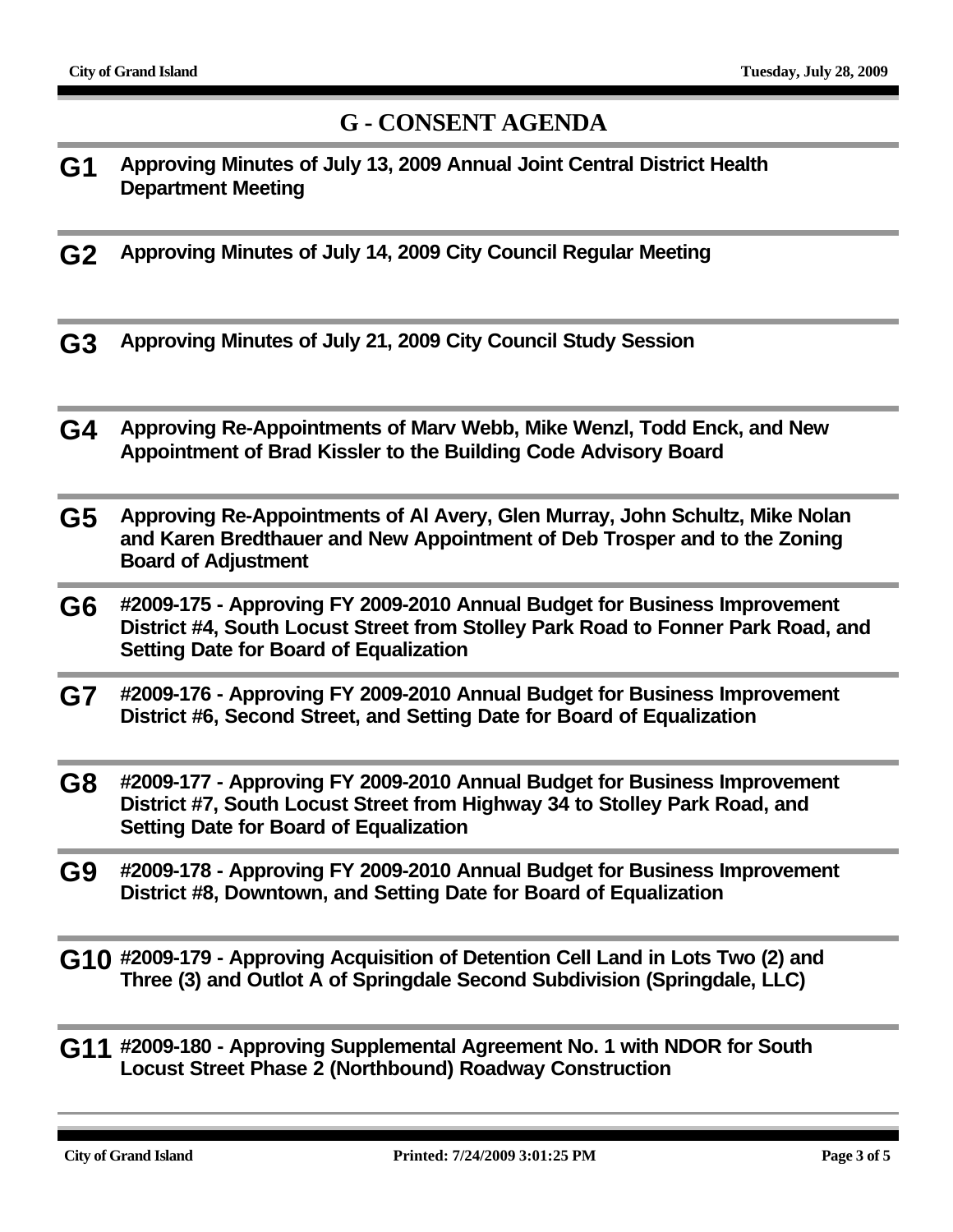## G - CONSENT AGENDA

**G1** **Approving Minutes of July 13, 2009 Annual Joint Central District Health Department Meeting**

**G2** **Approving Minutes of July 14, 2009 City Council Regular Meeting**

**G3** **Approving Minutes of July 21, 2009 City Council Study Session**

**G4** **Approving Re-Appointments of Marv Webb, Mike Wenzl, Todd Enck, and New Appointment of Brad Kissler to the Building Code Advisory Board**

**G5** **Approving Re-Appointments of Al Avery, Glen Murray, John Schultz, Mike Nolan and Karen Bredthauer and New Appointment of Deb Trosper and to the Zoning Board of Adjustment**

**G6** **#2009-175 - Approving FY 2009-2010 Annual Budget for Business Improvement District #4, South Locust Street from Stolley Park Road to Fonner Park Road, and Setting Date for Board of Equalization**

**G7** **#2009-176 - Approving FY 2009-2010 Annual Budget for Business Improvement District #6, Second Street, and Setting Date for Board of Equalization**

**G8** **#2009-177 - Approving FY 2009-2010 Annual Budget for Business Improvement District #7, South Locust Street from Highway 34 to Stolley Park Road, and Setting Date for Board of Equalization**

**G9** **#2009-178 - Approving FY 2009-2010 Annual Budget for Business Improvement District #8, Downtown, and Setting Date for Board of Equalization**

**G10** **#2009-179 - Approving Acquisition of Detention Cell Land in Lots Two (2) and Three (3) and Outlot A of Springdale Second Subdivision (Springdale, LLC)**

**G11** **#2009-180 - Approving Supplemental Agreement No. 1 with NDOR for South Locust Street Phase 2 (Northbound) Roadway Construction**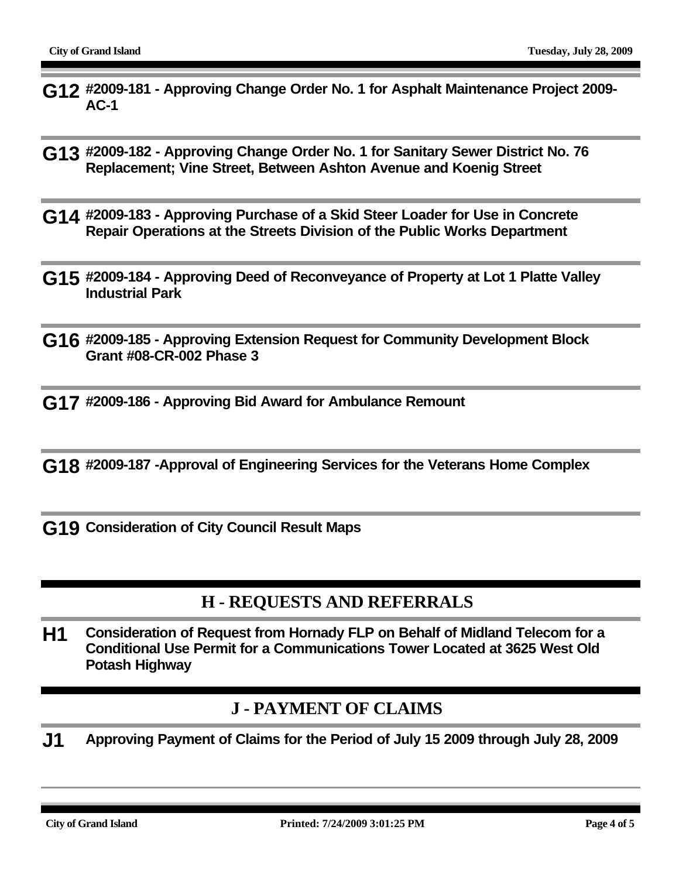**G12** **#2009-181 - Approving Change Order No. 1 for Asphalt Maintenance Project 2009-AC-1**

**G13** **#2009-182 - Approving Change Order No. 1 for Sanitary Sewer District No. 76 Replacement; Vine Street, Between Ashton Avenue and Koenig Street**

**G14** **#2009-183 - Approving Purchase of a Skid Steer Loader for Use in Concrete Repair Operations at the Streets Division of the Public Works Department**

**G15** **#2009-184 - Approving Deed of Reconveyance of Property at Lot 1 Platte Valley Industrial Park**

**G16** **#2009-185 - Approving Extension Request for Community Development Block Grant #08-CR-002 Phase 3**

**G17** **#2009-186 - Approving Bid Award for Ambulance Remount**

**G18** **#2009-187 -Approval of Engineering Services for the Veterans Home Complex**

**G19** **Consideration of City Council Result Maps**

## H - REQUESTS AND REFERRALS

**H1** **Consideration of Request from Hornady FLP on Behalf of Midland Telecom for a Conditional Use Permit for a Communications Tower Located at 3625 West Old Potash Highway**

## J - PAYMENT OF CLAIMS

**J1** **Approving Payment of Claims for the Period of July 15 2009 through July 28, 2009**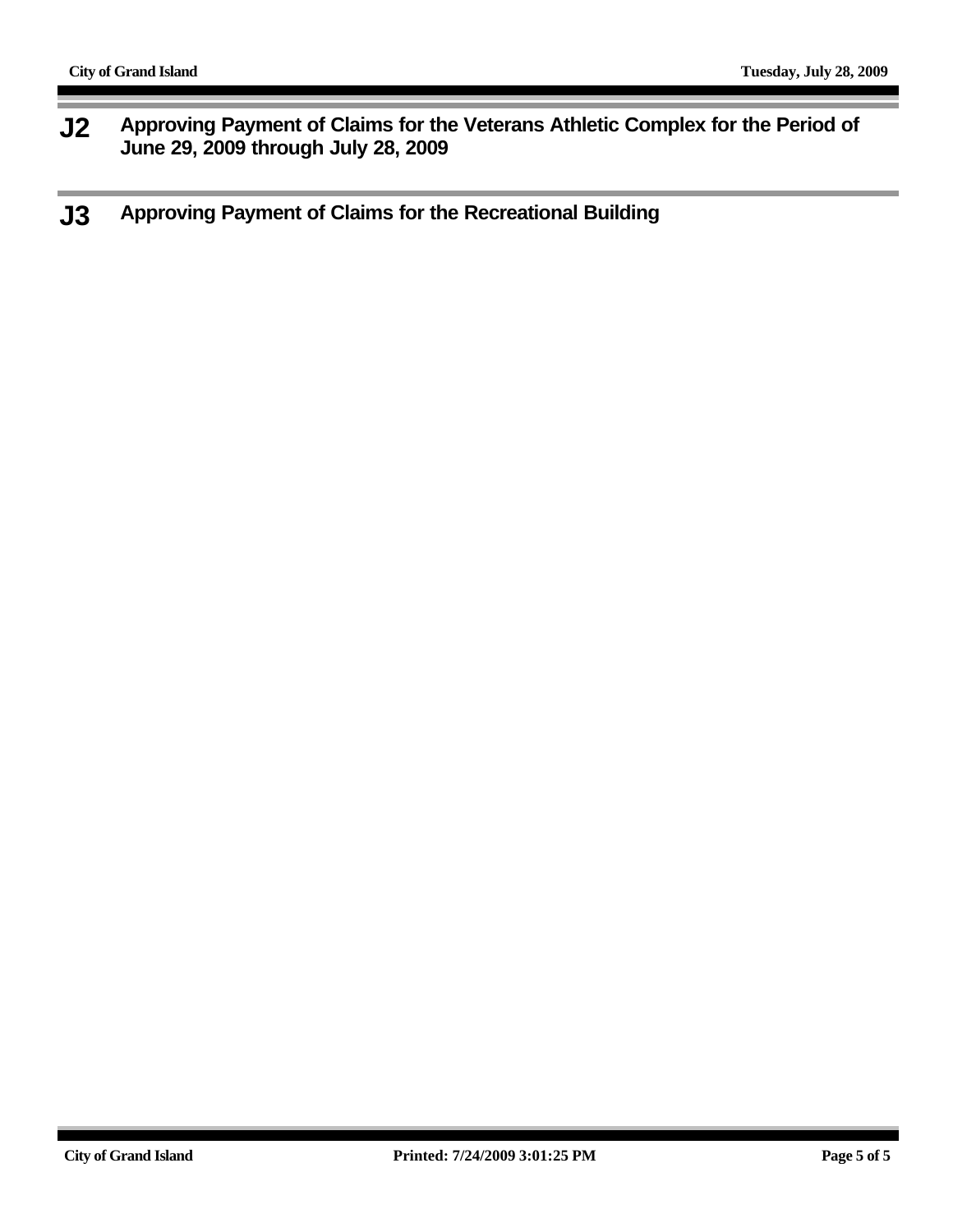## J2 Approving Payment of Claims for the Veterans Athletic Complex for the Period of June 29, 2009 through July 28, 2009

## J3 Approving Payment of Claims for the Recreational Building